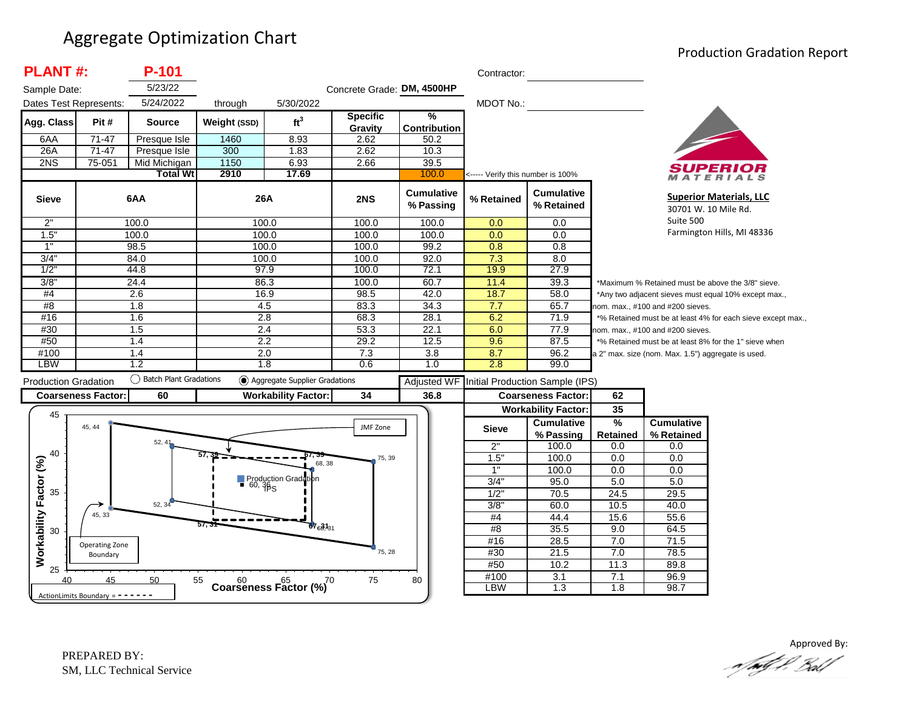# Aggregate Optimization Chart

## Production Gradation Report

**PLANT #:** **P-101**

Sample Date: 5/23/22

Dates Test Represents: 5/24/2022 through 5/30/2022

Concrete Grade: **DM, 4500HP**

Contractor:

MDOT No.:

| Agg. Class | Pit # | Source | Weight (SSD) | $ft^3$ | Specific Gravity | % Contribution |
|---|---|---|---|---|---|---|
| 6AA | 71-47 | Presque Isle | 1460 | 8.93 | 2.62 | 50.2 |
| 26A | 71-47 | Presque Isle | 300 | 1.83 | 2.62 | 10.3 |
| 2NS | 75-051 | Mid Michigan | 1150 | 6.93 | 2.66 | 39.5 |
| | | **Total Wt** | **2910** | **17.69** | | 100.0 |

<----- Verify this number is 100%

| Sieve | 6AA | 26A | 2NS | Cumulative % Passing | % Retained | Cumulative % Retained |
|---|---|---|---|---|---|---|
| 2" | 100.0 | 100.0 | 100.0 | 100.0 | 0.0 | 0.0 |
| 1.5" | 100.0 | 100.0 | 100.0 | 100.0 | 0.0 | 0.0 |
| 1" | 98.5 | 100.0 | 100.0 | 99.2 | 0.8 | 0.8 |
| 3/4" | 84.0 | 100.0 | 100.0 | 92.0 | 7.3 | 8.0 |
| 1/2" | 44.8 | 97.9 | 100.0 | 72.1 | 19.9 | 27.9 |
| 3/8" | 24.4 | 86.3 | 100.0 | 60.7 | 11.4 | 39.3 |
| #4 | 2.6 | 16.9 | 98.5 | 42.0 | 18.7 | 58.0 |
| #8 | 1.8 | 4.5 | 83.3 | 34.3 | 7.7 | 65.7 |
| #16 | 1.6 | 2.8 | 68.3 | 28.1 | 6.2 | 71.9 |
| #30 | 1.5 | 2.4 | 53.3 | 22.1 | 6.0 | 77.9 |
| #50 | 1.4 | 2.2 | 29.2 | 12.5 | 9.6 | 87.5 |
| #100 | 1.4 | 2.0 | 7.3 | 3.8 | 8.7 | 96.2 |
| LBW | 1.2 | 1.8 | 0.6 | 1.0 | 2.8 | 99.0 |

*Maximum % Retained must be above the 3/8" sieve.

*Any two adjacent sieves must equal 10% except max., nom. max., #100 and #200 sieves.

*% Retained must be at least 4% for each sieve except max., nom. max., #100 and #200 sieves.

*% Retained must be at least 8% for the 1" sieve when a 2" max. size (nom. Max. 1.5") aggregate is used.

**Superior Materials, LLC**
30701 W. 10 Mile Rd.
Suite 500
Farmington Hills, MI 48336

Production Gradation ○ Batch Plant Gradations ◉ Aggregate Supplier Gradations

| Coarseness Factor: | 60 | Workability Factor: | 34 | Adjusted WF: 36.8 |
|---|---|---|---|---|

**Initial Production Sample (IPS)**

| | |
|---|---|
| Coarseness Factor: | 62 |
| Workability Factor: | 35 |

| Sieve | Cumulative % Passing | % Retained | Cumulative % Retained |
|---|---|---|---|
| 2" | 100.0 | 0.0 | 0.0 |
| 1.5" | 100.0 | 0.0 | 0.0 |
| 1" | 100.0 | 0.0 | 0.0 |
| 3/4" | 95.0 | 5.0 | 5.0 |
| 1/2" | 70.5 | 24.5 | 29.5 |
| 3/8" | 60.0 | 10.5 | 40.0 |
| #4 | 44.4 | 15.6 | 55.6 |
| #8 | 35.5 | 9.0 | 64.5 |
| #16 | 28.5 | 7.0 | 71.5 |
| #30 | 21.5 | 7.0 | 78.5 |
| #50 | 10.2 | 11.3 | 89.8 |
| #100 | 3.1 | 7.1 | 96.9 |
| LBW | 1.3 | 1.8 | 98.7 |

Chart: Workability Factor (%) vs. Coarseness Factor (%). Operating Zone Boundary points: 45, 44; 52, 41; 75, 39; 75, 28; 52, 34; 45, 33. JMF Zone points: 68, 38; 68, 31. Action Limits Boundary (dashed): 57, 39; 67, 39; 67, 31; 57, 31. Production Gradation: 60, 36; IPS.

PREPARED BY:
SM, LLC Technical Service

Approved By: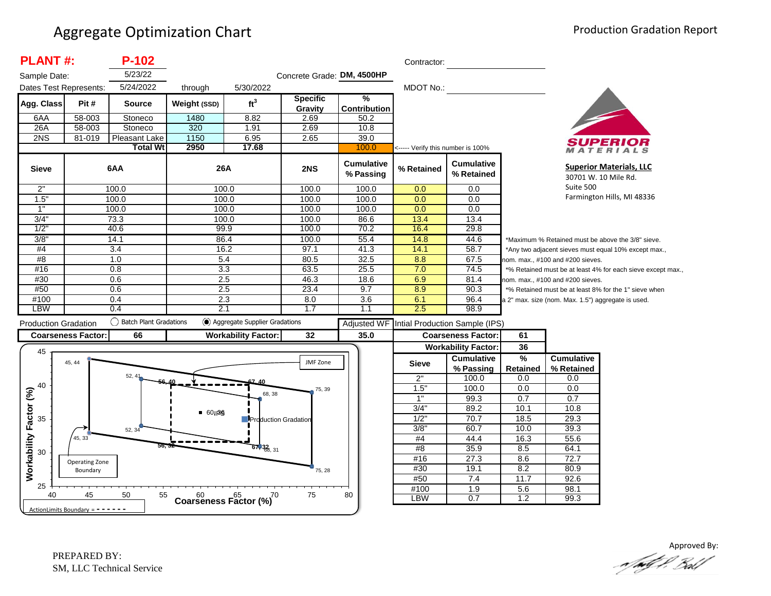# Aggregate Optimization Chart

Production Gradation Report

**PLANT #:** **P-102**

Sample Date: 5/23/22

Concrete Grade: **DM, 4500HP**

Dates Test Represents: 5/24/2022 through 5/30/2022

Contractor:

MDOT No.:

| Agg. Class | Pit # | Source | Weight (SSD) | $ft^3$ | Specific Gravity | % Contribution |
|---|---|---|---|---|---|---|
| 6AA | 58-003 | Stoneco | 1480 | 8.82 | 2.69 | 50.2 |
| 26A | 58-003 | Stoneco | 320 | 1.91 | 2.69 | 10.8 |
| 2NS | 81-019 | Pleasant Lake | 1150 | 6.95 | 2.65 | 39.0 |
| | | Total Wt | 2950 | 17.68 | | 100.0 |

<----- Verify this number is 100%

| Sieve | 6AA | 26A | 2NS | Cumulative % Passing | % Retained | Cumulative % Retained |
|---|---|---|---|---|---|---|
| 2" | 100.0 | 100.0 | 100.0 | 100.0 | 0.0 | 0.0 |
| 1.5" | 100.0 | 100.0 | 100.0 | 100.0 | 0.0 | 0.0 |
| 1" | 100.0 | 100.0 | 100.0 | 100.0 | 0.0 | 0.0 |
| 3/4" | 73.3 | 100.0 | 100.0 | 86.6 | 13.4 | 13.4 |
| 1/2" | 40.6 | 99.9 | 100.0 | 70.2 | 16.4 | 29.8 |
| 3/8" | 14.1 | 86.4 | 100.0 | 55.4 | 14.8 | 44.6 |
| #4 | 3.4 | 16.2 | 97.1 | 41.3 | 14.1 | 58.7 |
| #8 | 1.0 | 5.4 | 80.5 | 32.5 | 8.8 | 67.5 |
| #16 | 0.8 | 3.3 | 63.5 | 25.5 | 7.0 | 74.5 |
| #30 | 0.6 | 2.5 | 46.3 | 18.6 | 6.9 | 81.4 |
| #50 | 0.6 | 2.5 | 23.4 | 9.7 | 8.9 | 90.3 |
| #100 | 0.4 | 2.3 | 8.0 | 3.6 | 6.1 | 96.4 |
| LBW | 0.4 | 2.1 | 1.7 | 1.1 | 2.5 | 98.9 |

*Maximum % Retained must be above the 3/8" sieve.
*Any two adjacent sieves must equal 10% except max., nom. max., #100 and #200 sieves.
*% Retained must be at least 4% for each sieve except max., nom. max., #100 and #200 sieves.
*% Retained must be at least 8% for the 1" sieve when a 2" max. size (nom. Max. 1.5") aggregate is used.

**Superior Materials, LLC**
30701 W. 10 Mile Rd.
Suite 500
Farmington Hills, MI 48336

Production Gradation: ◯ Batch Plant Gradations ◉ Aggregate Supplier Gradations

| Coarseness Factor: | 66 | Workability Factor: | 32 | Adjusted WF: 35.0 |
|---|---|---|---|---|

Intial Production Sample (IPS)

| Coarseness Factor: | 61 |
|---|---|
| Workability Factor: | 36 |

| Sieve | Cumulative % Passing | % Retained | Cumulative % Retained |
|---|---|---|---|
| 2" | 100.0 | 0.0 | 0.0 |
| 1.5" | 100.0 | 0.0 | 0.0 |
| 1" | 99.3 | 0.7 | 0.7 |
| 3/4" | 89.2 | 10.1 | 10.8 |
| 1/2" | 70.7 | 18.5 | 29.3 |
| 3/8" | 60.7 | 10.0 | 39.3 |
| #4 | 44.4 | 16.3 | 55.6 |
| #8 | 35.9 | 8.5 | 64.1 |
| #16 | 27.3 | 8.6 | 72.7 |
| #30 | 19.1 | 8.2 | 80.9 |
| #50 | 7.4 | 11.7 | 92.6 |
| #100 | 1.9 | 5.6 | 98.1 |
| LBW | 0.7 | 1.2 | 99.3 |

Chart: Workability Factor (%) vs. Coarseness Factor (%). Operating Zone Boundary points: 45, 44; 52, 41; 75, 39; 75, 28; 52, 34; 45, 33. JMF Zone points: 68, 38; 68, 31. Action Limits Boundary: 56, 40; 67, 40; 67, 32; 56, 32. IPS: 60, 36. Production Gradation plotted.

ActionLimits Boundary = - - - - - -

PREPARED BY:
SM, LLC Technical Service

Approved By: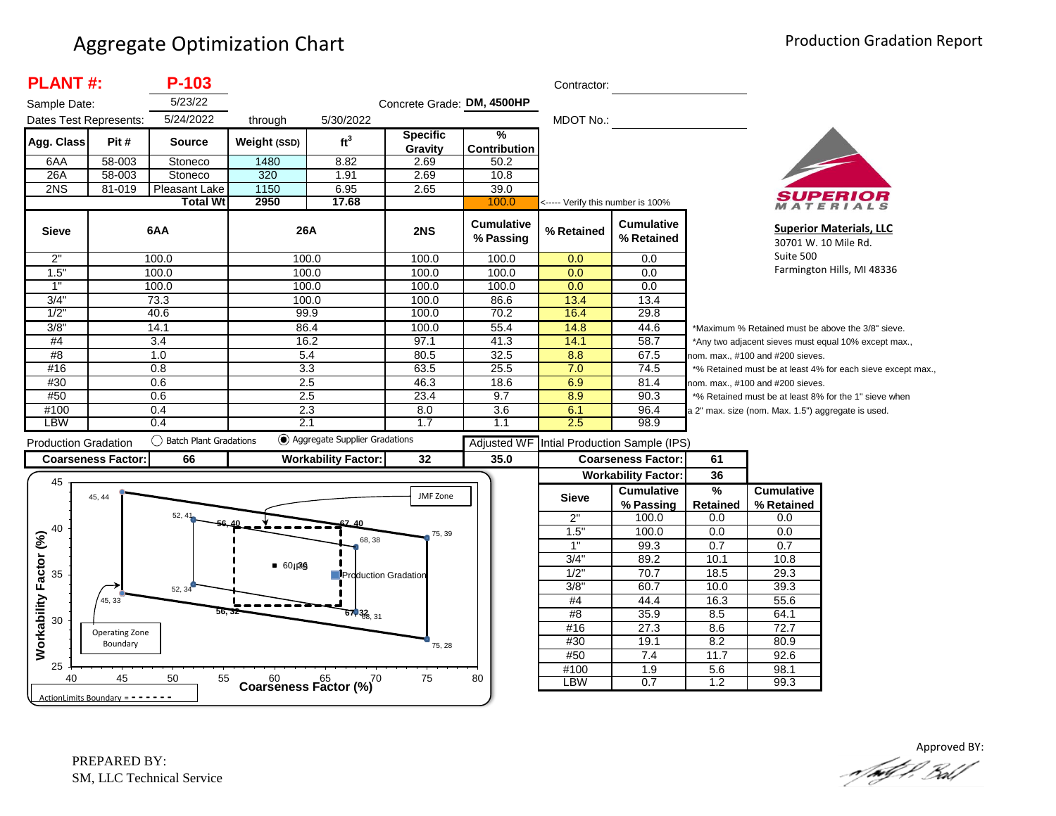# Aggregate Optimization Chart

Production Gradation Report

**PLANT #:** **P-103**

Sample Date: 5/23/22

Dates Test Represents: 5/24/2022 through 5/30/2022

Concrete Grade: **DM, 4500HP**

Contractor:

MDOT No.:

| Agg. Class | Pit # | Source | Weight (SSD) | $ft^3$ | Specific Gravity | % Contribution |
|---|---|---|---|---|---|---|
| 6AA | 58-003 | Stoneco | 1480 | 8.82 | 2.69 | 50.2 |
| 26A | 58-003 | Stoneco | 320 | 1.91 | 2.69 | 10.8 |
| 2NS | 81-019 | Pleasant Lake | 1150 | 6.95 | 2.65 | 39.0 |
| | | **Total Wt** | **2950** | **17.68** | | 100.0 |

<----- Verify this number is 100%

| Sieve | 6AA | 26A | 2NS | Cumulative % Passing | % Retained | Cumulative % Retained |
|---|---|---|---|---|---|---|
| 2" | 100.0 | 100.0 | 100.0 | 100.0 | 0.0 | 0.0 |
| 1.5" | 100.0 | 100.0 | 100.0 | 100.0 | 0.0 | 0.0 |
| 1" | 100.0 | 100.0 | 100.0 | 100.0 | 0.0 | 0.0 |
| 3/4" | 73.3 | 100.0 | 100.0 | 86.6 | 13.4 | 13.4 |
| 1/2" | 40.6 | 99.9 | 100.0 | 70.2 | 16.4 | 29.8 |
| 3/8" | 14.1 | 86.4 | 100.0 | 55.4 | 14.8 | 44.6 |
| #4 | 3.4 | 16.2 | 97.1 | 41.3 | 14.1 | 58.7 |
| #8 | 1.0 | 5.4 | 80.5 | 32.5 | 8.8 | 67.5 |
| #16 | 0.8 | 3.3 | 63.5 | 25.5 | 7.0 | 74.5 |
| #30 | 0.6 | 2.5 | 46.3 | 18.6 | 6.9 | 81.4 |
| #50 | 0.6 | 2.5 | 23.4 | 9.7 | 8.9 | 90.3 |
| #100 | 0.4 | 2.3 | 8.0 | 3.6 | 6.1 | 96.4 |
| LBW | 0.4 | 2.1 | 1.7 | 1.1 | 2.5 | 98.9 |

*Maximum % Retained must be above the 3/8" sieve.
*Any two adjacent sieves must equal 10% except max., nom. max., #100 and #200 sieves.
*% Retained must be at least 4% for each sieve except max., nom. max., #100 and #200 sieves.
*% Retained must be at least 8% for the 1" sieve when a 2" max. size (nom. Max. 1.5") aggregate is used.

**Superior Materials, LLC**
30701 W. 10 Mile Rd.
Suite 500
Farmington Hills, MI 48336

Production Gradation: ◯ Batch Plant Gradations ◉ Aggregate Supplier Gradations

| Coarseness Factor: | 66 | Workability Factor: | 32 | Adjusted WF: 35.0 |
|---|---|---|---|---|

Intial Production Sample (IPS)

| Coarseness Factor: | 61 |
|---|---|
| Workability Factor: | 36 |

| Sieve | Cumulative % Passing | % Retained | Cumulative % Retained |
|---|---|---|---|
| 2" | 100.0 | 0.0 | 0.0 |
| 1.5" | 100.0 | 0.0 | 0.0 |
| 1" | 99.3 | 0.7 | 0.7 |
| 3/4" | 89.2 | 10.1 | 10.8 |
| 1/2" | 70.7 | 18.5 | 29.3 |
| 3/8" | 60.7 | 10.0 | 39.3 |
| #4 | 44.4 | 16.3 | 55.6 |
| #8 | 35.9 | 8.5 | 64.1 |
| #16 | 27.3 | 8.6 | 72.7 |
| #30 | 19.1 | 8.2 | 80.9 |
| #50 | 7.4 | 11.7 | 92.6 |
| #100 | 1.9 | 5.6 | 98.1 |
| LBW | 0.7 | 1.2 | 99.3 |

PREPARED BY:
SM, LLC Technical Service

Approved BY: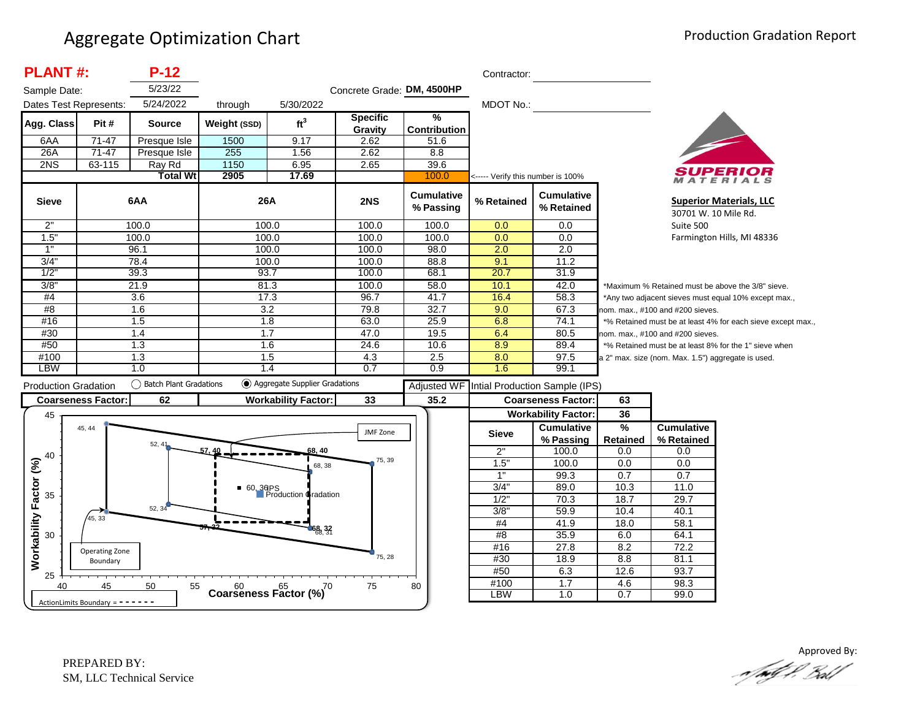# Aggregate Optimization Chart

Production Gradation Report

**PLANT #:** **P-12**

Sample Date: 5/23/22

Dates Test Represents: 5/24/2022 through 5/30/2022

Concrete Grade: **DM, 4500HP**

Contractor:

MDOT No.:

| Agg. Class | Pit # | Source | Weight (SSD) | $ft^3$ | Specific Gravity | % Contribution |
|---|---|---|---|---|---|---|
| 6AA | 71-47 | Presque Isle | 1500 | 9.17 | 2.62 | 51.6 |
| 26A | 71-47 | Presque Isle | 255 | 1.56 | 2.62 | 8.8 |
| 2NS | 63-115 | Ray Rd | 1150 | 6.95 | 2.65 | 39.6 |
| | | **Total Wt** | **2905** | **17.69** | | 100.0 |

<----- Verify this number is 100%

**SUPERIOR MATERIALS**

**Superior Materials, LLC**
30701 W. 10 Mile Rd.
Suite 500
Farmington Hills, MI 48336

| Sieve | 6AA | 26A | 2NS | Cumulative % Passing | % Retained | Cumulative % Retained |
|---|---|---|---|---|---|---|
| 2" | 100.0 | 100.0 | 100.0 | 100.0 | 0.0 | 0.0 |
| 1.5" | 100.0 | 100.0 | 100.0 | 100.0 | 0.0 | 0.0 |
| 1" | 96.1 | 100.0 | 100.0 | 98.0 | 2.0 | 2.0 |
| 3/4" | 78.4 | 100.0 | 100.0 | 88.8 | 9.1 | 11.2 |
| 1/2" | 39.3 | 93.7 | 100.0 | 68.1 | 20.7 | 31.9 |
| 3/8" | 21.9 | 81.3 | 100.0 | 58.0 | 10.1 | 42.0 |
| #4 | 3.6 | 17.3 | 96.7 | 41.7 | 16.4 | 58.3 |
| #8 | 1.6 | 3.2 | 79.8 | 32.7 | 9.0 | 67.3 |
| #16 | 1.5 | 1.8 | 63.0 | 25.9 | 6.8 | 74.1 |
| #30 | 1.4 | 1.7 | 47.0 | 19.5 | 6.4 | 80.5 |
| #50 | 1.3 | 1.6 | 24.6 | 10.6 | 8.9 | 89.4 |
| #100 | 1.3 | 1.5 | 4.3 | 2.5 | 8.0 | 97.5 |
| LBW | 1.0 | 1.4 | 0.7 | 0.9 | 1.6 | 99.1 |

*Maximum % Retained must be above the 3/8" sieve.
*Any two adjacent sieves must equal 10% except max., nom. max., #100 and #200 sieves.
*% Retained must be at least 4% for each sieve except max., nom. max., #100 and #200 sieves.
*% Retained must be at least 8% for the 1" sieve when a 2" max. size (nom. Max. 1.5") aggregate is used.

Production Gradation ◯ Batch Plant Gradations ◉ Aggregate Supplier Gradations

**Coarseness Factor:** 62 **Workability Factor:** 33 Adjusted WF **35.2**

Intial Production Sample (IPS)

| **Coarseness Factor:** | **63** |
|---|---|
| **Workability Factor:** | **36** |

| Sieve | Cumulative % Passing | % Retained | Cumulative % Retained |
|---|---|---|---|
| 2" | 100.0 | 0.0 | 0.0 |
| 1.5" | 100.0 | 0.0 | 0.0 |
| 1" | 99.3 | 0.7 | 0.7 |
| 3/4" | 89.0 | 10.3 | 11.0 |
| 1/2" | 70.3 | 18.7 | 29.7 |
| 3/8" | 59.9 | 10.4 | 40.1 |
| #4 | 41.9 | 18.0 | 58.1 |
| #8 | 35.9 | 6.0 | 64.1 |
| #16 | 27.8 | 8.2 | 72.2 |
| #30 | 18.9 | 8.8 | 81.1 |
| #50 | 6.3 | 12.6 | 93.7 |
| #100 | 1.7 | 4.6 | 98.3 |
| LBW | 1.0 | 0.7 | 99.0 |

Workability Factor (%) vs. Coarseness Factor (%) chart — Operating Zone Boundary points: 45, 44; 52, 41; 75, 39; 75, 28; 52, 34; 45, 33. JMF Zone (ActionLimits Boundary = - - - - - -): 57, 40; 68, 40; 68, 38; 68, 32; 68, 31; 57, 32. IPS: 60, 36. Production Gradation.

PREPARED BY:
SM, LLC Technical Service

Approved By: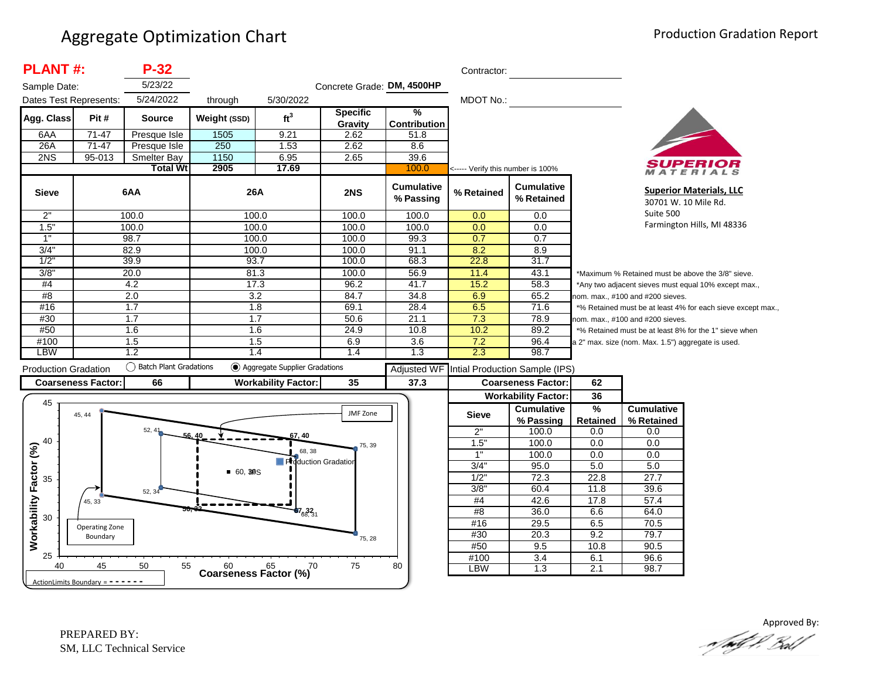# Aggregate Optimization Chart

Production Gradation Report

**PLANT #:** **P-32**

Sample Date: 5/23/22

Dates Test Represents: 5/24/2022 through 5/30/2022

Concrete Grade: **DM, 4500HP**

Contractor:

MDOT No.:

| Agg. Class | Pit # | Source | Weight (SSD) | $ft^3$ | Specific Gravity | % Contribution |
|---|---|---|---|---|---|---|
| 6AA | 71-47 | Presque Isle | 1505 | 9.21 | 2.62 | 51.8 |
| 26A | 71-47 | Presque Isle | 250 | 1.53 | 2.62 | 8.6 |
| 2NS | 95-013 | Smelter Bay | 1150 | 6.95 | 2.65 | 39.6 |
| | | **Total Wt** | **2905** | **17.69** | | 100.0 |

<----- Verify this number is 100%

| Sieve | 6AA | 26A | 2NS | Cumulative % Passing | % Retained | Cumulative % Retained |
|---|---|---|---|---|---|---|
| 2" | 100.0 | 100.0 | 100.0 | 100.0 | 0.0 | 0.0 |
| 1.5" | 100.0 | 100.0 | 100.0 | 100.0 | 0.0 | 0.0 |
| 1" | 98.7 | 100.0 | 100.0 | 99.3 | 0.7 | 0.7 |
| 3/4" | 82.9 | 100.0 | 100.0 | 91.1 | 8.2 | 8.9 |
| 1/2" | 39.9 | 93.7 | 100.0 | 68.3 | 22.8 | 31.7 |
| 3/8" | 20.0 | 81.3 | 100.0 | 56.9 | 11.4 | 43.1 |
| #4 | 4.2 | 17.3 | 96.2 | 41.7 | 15.2 | 58.3 |
| #8 | 2.0 | 3.2 | 84.7 | 34.8 | 6.9 | 65.2 |
| #16 | 1.7 | 1.8 | 69.1 | 28.4 | 6.5 | 71.6 |
| #30 | 1.7 | 1.7 | 50.6 | 21.1 | 7.3 | 78.9 |
| #50 | 1.6 | 1.6 | 24.9 | 10.8 | 10.2 | 89.2 |
| #100 | 1.5 | 1.5 | 6.9 | 3.6 | 7.2 | 96.4 |
| LBW | 1.2 | 1.4 | 1.4 | 1.3 | 2.3 | 98.7 |

*Maximum % Retained must be above the 3/8" sieve.
*Any two adjacent sieves must equal 10% except max., nom. max., #100 and #200 sieves.
*% Retained must be at least 4% for each sieve except max., nom. max., #100 and #200 sieves.
*% Retained must be at least 8% for the 1" sieve when a 2" max. size (nom. Max. 1.5") aggregate is used.

**Superior Materials, LLC**
30701 W. 10 Mile Rd.
Suite 500
Farmington Hills, MI 48336

Production Gradation: ◯ Batch Plant Gradations ◉ Aggregate Supplier Gradations

| Coarseness Factor: | 66 | Workability Factor: | 35 | Adjusted WF | 37.3 |
|---|---|---|---|---|---|

Intial Production Sample (IPS)

| Coarseness Factor: | 62 |
|---|---|
| Workability Factor: | 36 |

| Sieve | Cumulative % Passing | % Retained | Cumulative % Retained |
|---|---|---|---|
| 2" | 100.0 | 0.0 | 0.0 |
| 1.5" | 100.0 | 0.0 | 0.0 |
| 1" | 100.0 | 0.0 | 0.0 |
| 3/4" | 95.0 | 5.0 | 5.0 |
| 1/2" | 72.3 | 22.8 | 27.7 |
| 3/8" | 60.4 | 11.8 | 39.6 |
| #4 | 42.6 | 17.8 | 57.4 |
| #8 | 36.0 | 6.6 | 64.0 |
| #16 | 29.5 | 6.5 | 70.5 |
| #30 | 20.3 | 9.2 | 79.7 |
| #50 | 9.5 | 10.8 | 90.5 |
| #100 | 3.4 | 6.1 | 96.6 |
| LBW | 1.3 | 2.1 | 98.7 |

PREPARED BY:
SM, LLC Technical Service

Approved By: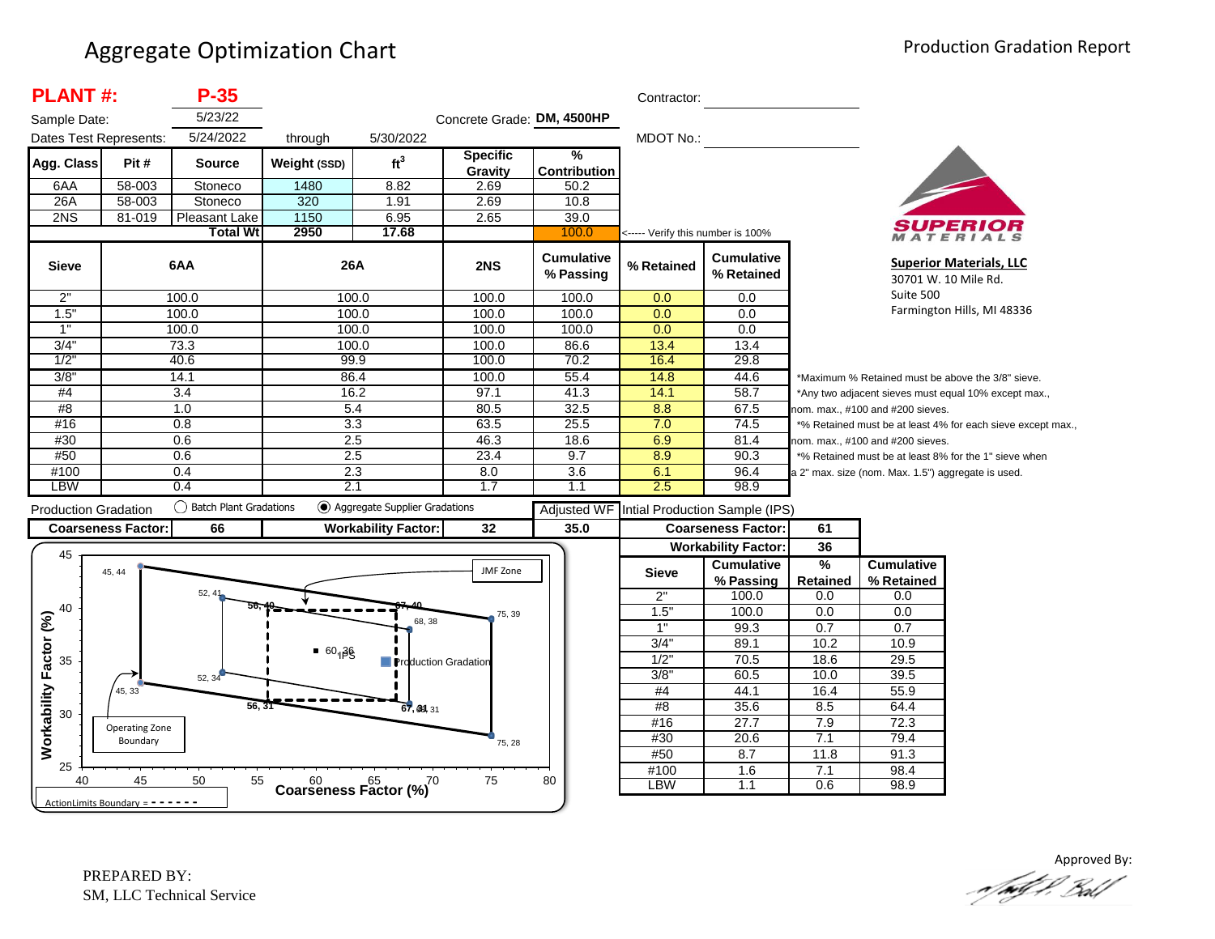# Aggregate Optimization Chart

## Production Gradation Report

**PLANT #:** **P-35**

Sample Date: 5/23/22

Dates Test Represents: 5/24/2022 through 5/30/2022

Concrete Grade: **DM, 4500HP**

Contractor:

MDOT No.:

| Agg. Class | Pit # | Source | Weight (SSD) | $ft^3$ | Specific Gravity | % Contribution |
|---|---|---|---|---|---|---|
| 6AA | 58-003 | Stoneco | 1480 | 8.82 | 2.69 | 50.2 |
| 26A | 58-003 | Stoneco | 320 | 1.91 | 2.69 | 10.8 |
| 2NS | 81-019 | Pleasant Lake | 1150 | 6.95 | 2.65 | 39.0 |
| | | **Total Wt** | **2950** | **17.68** | | 100.0 |

<----- Verify this number is 100%

**Superior Materials, LLC**
30701 W. 10 Mile Rd.
Suite 500
Farmington Hills, MI 48336

| Sieve | 6AA | 26A | 2NS | Cumulative % Passing | % Retained | Cumulative % Retained |
|---|---|---|---|---|---|---|
| 2" | 100.0 | 100.0 | 100.0 | 100.0 | 0.0 | 0.0 |
| 1.5" | 100.0 | 100.0 | 100.0 | 100.0 | 0.0 | 0.0 |
| 1" | 100.0 | 100.0 | 100.0 | 100.0 | 0.0 | 0.0 |
| 3/4" | 73.3 | 100.0 | 100.0 | 86.6 | 13.4 | 13.4 |
| 1/2" | 40.6 | 99.9 | 100.0 | 70.2 | 16.4 | 29.8 |
| 3/8" | 14.1 | 86.4 | 100.0 | 55.4 | 14.8 | 44.6 |
| #4 | 3.4 | 16.2 | 97.1 | 41.3 | 14.1 | 58.7 |
| #8 | 1.0 | 5.4 | 80.5 | 32.5 | 8.8 | 67.5 |
| #16 | 0.8 | 3.3 | 63.5 | 25.5 | 7.0 | 74.5 |
| #30 | 0.6 | 2.5 | 46.3 | 18.6 | 6.9 | 81.4 |
| #50 | 0.6 | 2.5 | 23.4 | 9.7 | 8.9 | 90.3 |
| #100 | 0.4 | 2.3 | 8.0 | 3.6 | 6.1 | 96.4 |
| LBW | 0.4 | 2.1 | 1.7 | 1.1 | 2.5 | 98.9 |

*Maximum % Retained must be above the 3/8" sieve.
*Any two adjacent sieves must equal 10% except max., nom. max., #100 and #200 sieves.
*% Retained must be at least 4% for each sieve except max., nom. max., #100 and #200 sieves.
*% Retained must be at least 8% for the 1" sieve when a 2" max. size (nom. Max. 1.5") aggregate is used.

Production Gradation ◯ Batch Plant Gradations ◉ Aggregate Supplier Gradations

| Coarseness Factor: | 66 | Workability Factor: | 32 | Adjusted WF: 35.0 |
|---|---|---|---|---|

**Intial Production Sample (IPS)**

| Coarseness Factor: | 61 |
|---|---|
| Workability Factor: | 36 |

| Sieve | Cumulative % Passing | % Retained | Cumulative % Retained |
|---|---|---|---|
| 2" | 100.0 | 0.0 | 0.0 |
| 1.5" | 100.0 | 0.0 | 0.0 |
| 1" | 99.3 | 0.7 | 0.7 |
| 3/4" | 89.1 | 10.2 | 10.9 |
| 1/2" | 70.5 | 18.6 | 29.5 |
| 3/8" | 60.5 | 10.0 | 39.5 |
| #4 | 44.1 | 16.4 | 55.9 |
| #8 | 35.6 | 8.5 | 64.4 |
| #16 | 27.7 | 7.9 | 72.3 |
| #30 | 20.6 | 7.1 | 79.4 |
| #50 | 8.7 | 11.8 | 91.3 |
| #100 | 1.6 | 7.1 | 98.4 |
| LBW | 1.1 | 0.6 | 98.9 |

PREPARED BY:
SM, LLC Technical Service

Approved By: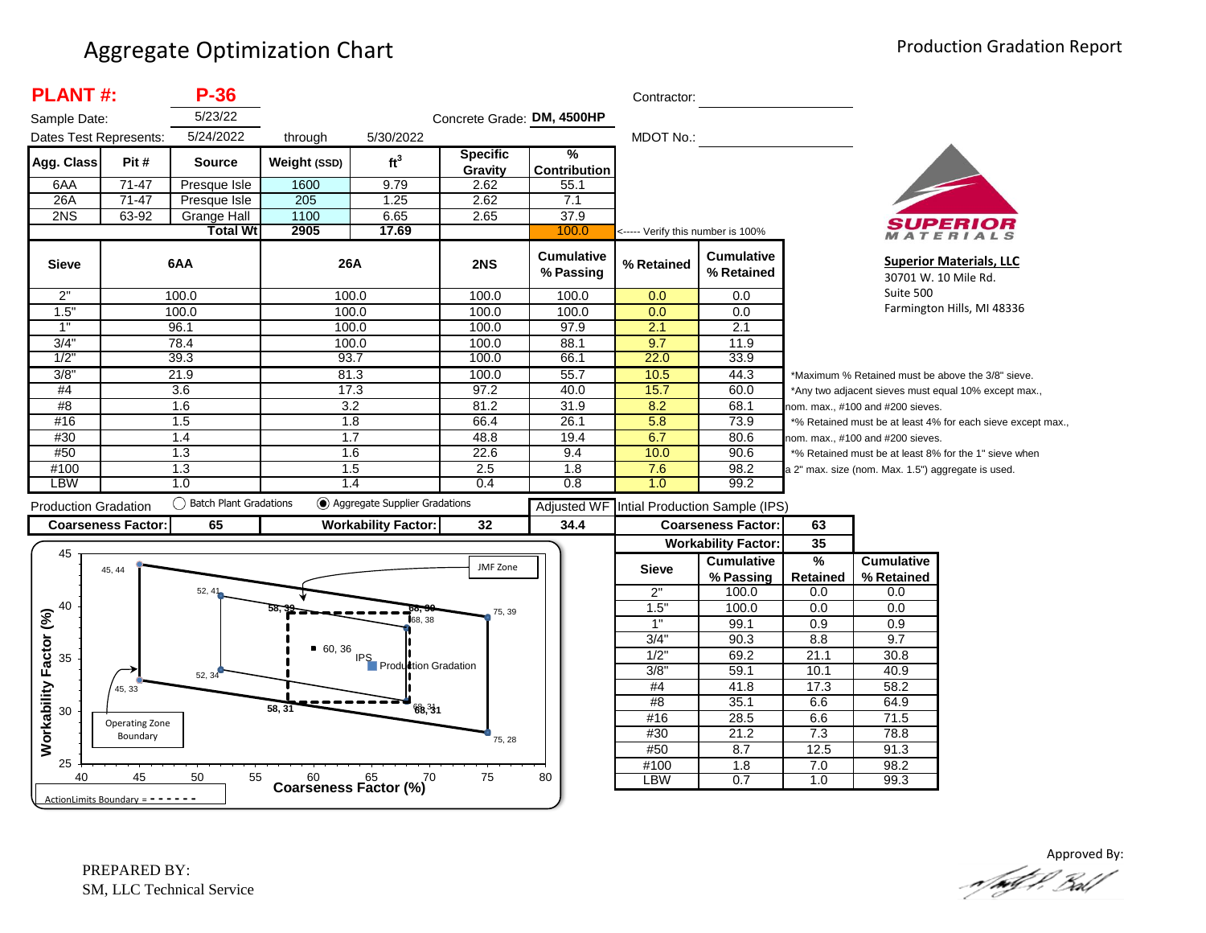# Aggregate Optimization Chart

Production Gradation Report

**PLANT #:** **P-36**

Sample Date: 5/23/22

Dates Test Represents: 5/24/2022 through 5/30/2022

Concrete Grade: **DM, 4500HP**

Contractor:

MDOT No.:

| Agg. Class | Pit # | Source | Weight (SSD) | ft³ | Specific Gravity | % Contribution |
|---|---|---|---|---|---|---|
| 6AA | 71-47 | Presque Isle | 1600 | 9.79 | 2.62 | 55.1 |
| 26A | 71-47 | Presque Isle | 205 | 1.25 | 2.62 | 7.1 |
| 2NS | 63-92 | Grange Hall | 1100 | 6.65 | 2.65 | 37.9 |
| | | Total Wt | 2905 | 17.69 | | 100.0 |

<----- Verify this number is 100%

| Sieve | 6AA | 26A | 2NS | Cumulative % Passing | % Retained | Cumulative % Retained |
|---|---|---|---|---|---|---|
| 2" | 100.0 | 100.0 | 100.0 | 100.0 | 0.0 | 0.0 |
| 1.5" | 100.0 | 100.0 | 100.0 | 100.0 | 0.0 | 0.0 |
| 1" | 96.1 | 100.0 | 100.0 | 97.9 | 2.1 | 2.1 |
| 3/4" | 78.4 | 100.0 | 100.0 | 88.1 | 9.7 | 11.9 |
| 1/2" | 39.3 | 93.7 | 100.0 | 66.1 | 22.0 | 33.9 |
| 3/8" | 21.9 | 81.3 | 100.0 | 55.7 | 10.5 | 44.3 |
| #4 | 3.6 | 17.3 | 97.2 | 40.0 | 15.7 | 60.0 |
| #8 | 1.6 | 3.2 | 81.2 | 31.9 | 8.2 | 68.1 |
| #16 | 1.5 | 1.8 | 66.4 | 26.1 | 5.8 | 73.9 |
| #30 | 1.4 | 1.7 | 48.8 | 19.4 | 6.7 | 80.6 |
| #50 | 1.3 | 1.6 | 22.6 | 9.4 | 10.0 | 90.6 |
| #100 | 1.3 | 1.5 | 2.5 | 1.8 | 7.6 | 98.2 |
| LBW | 1.0 | 1.4 | 0.4 | 0.8 | 1.0 | 99.2 |

*Maximum % Retained must be above the 3/8" sieve.
*Any two adjacent sieves must equal 10% except max., nom. max., #100 and #200 sieves.
*% Retained must be at least 4% for each sieve except max., nom. max., #100 and #200 sieves.
*% Retained must be at least 8% for the 1" sieve when a 2" max. size (nom. Max. 1.5") aggregate is used.

Production Gradation ○ Batch Plant Gradations ◉ Aggregate Supplier Gradations

| Coarseness Factor: | 65 | Workability Factor: | 32 | Adjusted WF | 34.4 |
|---|---|---|---|---|---|

**Superior Materials, LLC**
30701 W. 10 Mile Rd.
Suite 500
Farmington Hills, MI 48336

Intial Production Sample (IPS)

| Coarseness Factor: | 63 |
|---|---|
| Workability Factor: | 35 |

| Sieve | Cumulative % Passing | % Retained | Cumulative % Retained |
|---|---|---|---|
| 2" | 100.0 | 0.0 | 0.0 |
| 1.5" | 100.0 | 0.0 | 0.0 |
| 1" | 99.1 | 0.9 | 0.9 |
| 3/4" | 90.3 | 8.8 | 9.7 |
| 1/2" | 69.2 | 21.1 | 30.8 |
| 3/8" | 59.1 | 10.1 | 40.9 |
| #4 | 41.8 | 17.3 | 58.2 |
| #8 | 35.1 | 6.6 | 64.9 |
| #16 | 28.5 | 6.6 | 71.5 |
| #30 | 21.2 | 7.3 | 78.8 |
| #50 | 8.7 | 12.5 | 91.3 |
| #100 | 1.8 | 7.0 | 98.2 |
| LBW | 0.7 | 1.0 | 99.3 |

PREPARED BY:
SM, LLC Technical Service

Approved By: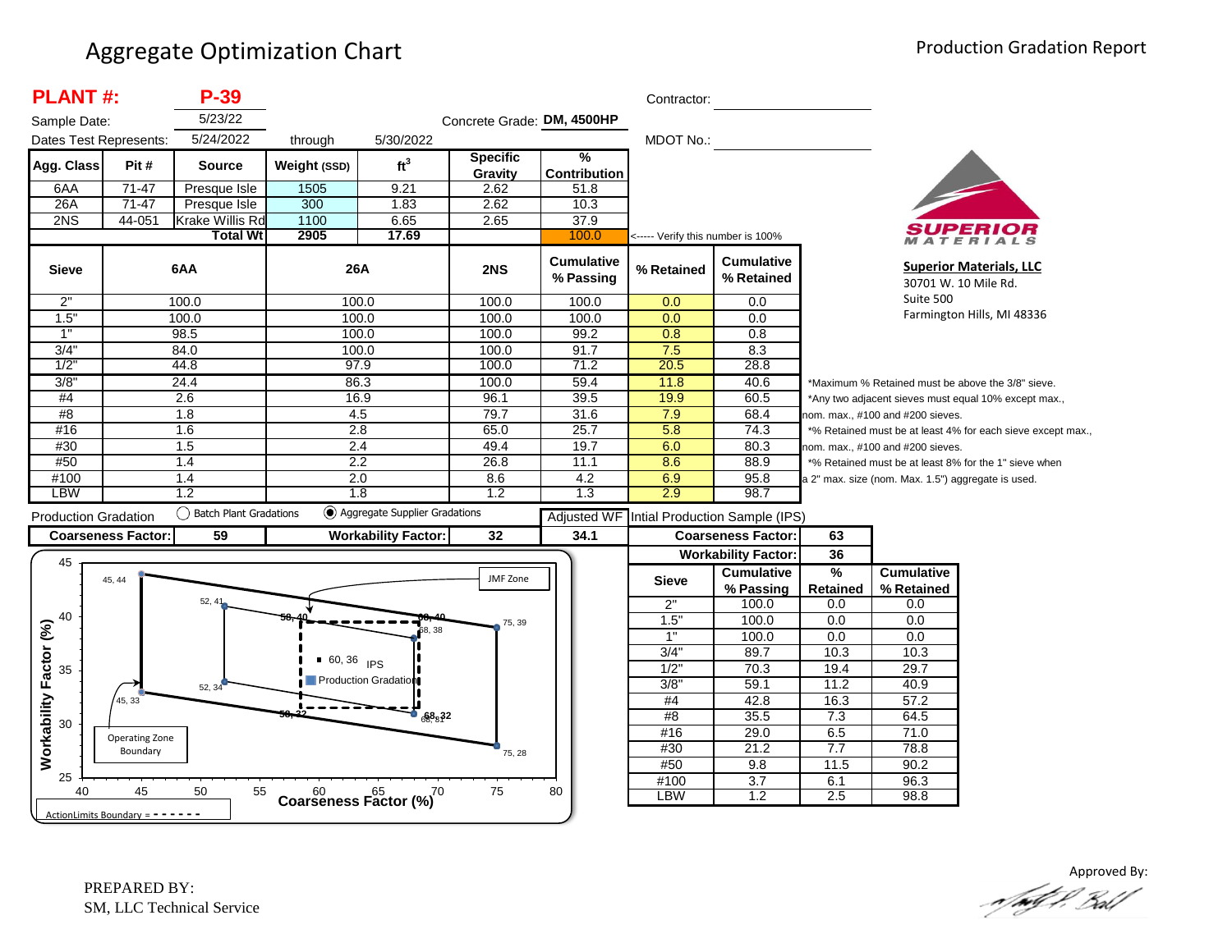# Aggregate Optimization Chart

Production Gradation Report

**PLANT #: P-39**

Sample Date: 5/23/22

Dates Test Represents: 5/24/2022 through 5/30/2022

Concrete Grade: **DM, 4500HP**

Contractor:

MDOT No.:

| Agg. Class | Pit # | Source | Weight (SSD) | $ft^3$ | Specific Gravity | % Contribution |
|---|---|---|---|---|---|---|
| 6AA | 71-47 | Presque Isle | 1505 | 9.21 | 2.62 | 51.8 |
| 26A | 71-47 | Presque Isle | 300 | 1.83 | 2.62 | 10.3 |
| 2NS | 44-051 | Krake Willis Rd | 1100 | 6.65 | 2.65 | 37.9 |
| | | **Total Wt** | **2905** | **17.69** | | 100.0 |

<----- Verify this number is 100%

| Sieve | 6AA | 26A | 2NS | Cumulative % Passing | % Retained | Cumulative % Retained |
|---|---|---|---|---|---|---|
| 2" | 100.0 | 100.0 | 100.0 | 100.0 | 0.0 | 0.0 |
| 1.5" | 100.0 | 100.0 | 100.0 | 100.0 | 0.0 | 0.0 |
| 1" | 98.5 | 100.0 | 100.0 | 99.2 | 0.8 | 0.8 |
| 3/4" | 84.0 | 100.0 | 100.0 | 91.7 | 7.5 | 8.3 |
| 1/2" | 44.8 | 97.9 | 100.0 | 71.2 | 20.5 | 28.8 |
| 3/8" | 24.4 | 86.3 | 100.0 | 59.4 | 11.8 | 40.6 |
| #4 | 2.6 | 16.9 | 96.1 | 39.5 | 19.9 | 60.5 |
| #8 | 1.8 | 4.5 | 79.7 | 31.6 | 7.9 | 68.4 |
| #16 | 1.6 | 2.8 | 65.0 | 25.7 | 5.8 | 74.3 |
| #30 | 1.5 | 2.4 | 49.4 | 19.7 | 6.0 | 80.3 |
| #50 | 1.4 | 2.2 | 26.8 | 11.1 | 8.6 | 88.9 |
| #100 | 1.4 | 2.0 | 8.6 | 4.2 | 6.9 | 95.8 |
| LBW | 1.2 | 1.8 | 1.2 | 1.3 | 2.9 | 98.7 |

*Maximum % Retained must be above the 3/8" sieve.
*Any two adjacent sieves must equal 10% except max., nom. max., #100 and #200 sieves.
*% Retained must be at least 4% for each sieve except max., nom. max., #100 and #200 sieves.
*% Retained must be at least 8% for the 1" sieve when a 2" max. size (nom. Max. 1.5") aggregate is used.

**Superior Materials, LLC**
30701 W. 10 Mile Rd.
Suite 500
Farmington Hills, MI 48336

Production Gradation: ◯ Batch Plant Gradations ◉ Aggregate Supplier Gradations

| Coarseness Factor: | 59 | Workability Factor: | 32 | Adjusted WF: 34.1 |
|---|---|---|---|---|

**Intial Production Sample (IPS)**

| Coarseness Factor: | 63 |
|---|---|
| Workability Factor: | 36 |

| Sieve | Cumulative % Passing | % Retained | Cumulative % Retained |
|---|---|---|---|
| 2" | 100.0 | 0.0 | 0.0 |
| 1.5" | 100.0 | 0.0 | 0.0 |
| 1" | 100.0 | 0.0 | 0.0 |
| 3/4" | 89.7 | 10.3 | 10.3 |
| 1/2" | 70.3 | 19.4 | 29.7 |
| 3/8" | 59.1 | 11.2 | 40.9 |
| #4 | 42.8 | 16.3 | 57.2 |
| #8 | 35.5 | 7.3 | 64.5 |
| #16 | 29.0 | 6.5 | 71.0 |
| #30 | 21.2 | 7.7 | 78.8 |
| #50 | 9.8 | 11.5 | 90.2 |
| #100 | 3.7 | 6.1 | 96.3 |
| LBW | 1.2 | 2.5 | 98.8 |

Chart: Workability Factor (%) vs. Coarseness Factor (%). Operating Zone Boundary points: 45, 44; 52, 41; 75, 39; 75, 28; 52, 34; 45, 33. JMF Zone / Action Limits Boundary points: 58, 40; 68, 40; 68, 38; 68, 32; 58, 32. IPS: 60, 36. Production Gradation: 59, 32.

ActionLimits Boundary = - - - - - - -

PREPARED BY:
SM, LLC Technical Service

Approved By: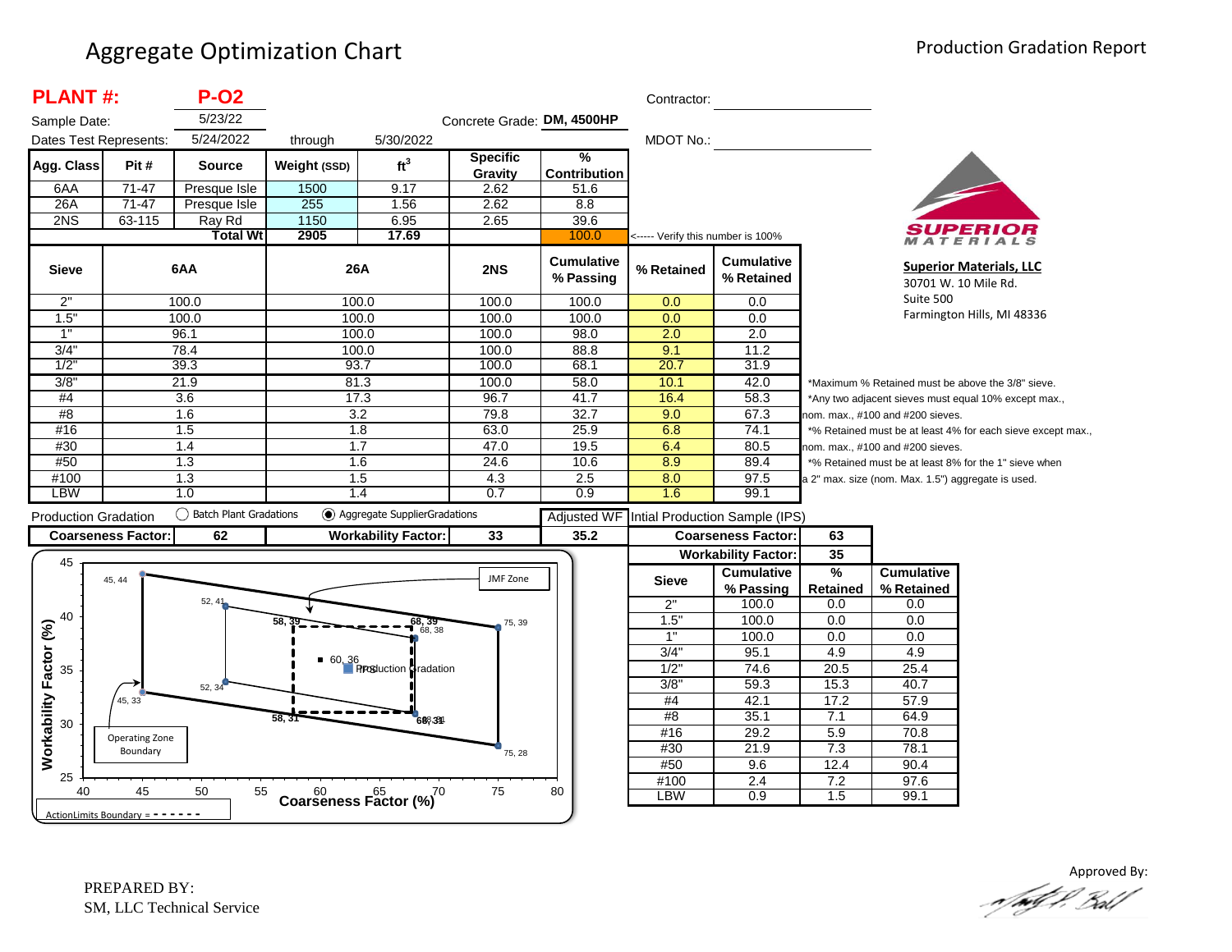# Aggregate Optimization Chart

Production Gradation Report

**PLANT #:** **P-O2**

Sample Date: 5/23/22

Dates Test Represents: 5/24/2022 through 5/30/2022

Concrete Grade: **DM, 4500HP**

Contractor:

MDOT No.:

| Agg. Class | Pit # | Source | Weight (SSD) | $ft^3$ | Specific Gravity | % Contribution |
|---|---|---|---|---|---|---|
| 6AA | 71-47 | Presque Isle | 1500 | 9.17 | 2.62 | 51.6 |
| 26A | 71-47 | Presque Isle | 255 | 1.56 | 2.62 | 8.8 |
| 2NS | 63-115 | Ray Rd | 1150 | 6.95 | 2.65 | 39.6 |
| | | **Total Wt** | **2905** | **17.69** | | 100.0 |

<----- Verify this number is 100%

| Sieve | 6AA | 26A | 2NS | Cumulative % Passing | % Retained | Cumulative % Retained |
|---|---|---|---|---|---|---|
| 2" | 100.0 | 100.0 | 100.0 | 100.0 | 0.0 | 0.0 |
| 1.5" | 100.0 | 100.0 | 100.0 | 100.0 | 0.0 | 0.0 |
| 1" | 96.1 | 100.0 | 100.0 | 98.0 | 2.0 | 2.0 |
| 3/4" | 78.4 | 100.0 | 100.0 | 88.8 | 9.1 | 11.2 |
| 1/2" | 39.3 | 93.7 | 100.0 | 68.1 | 20.7 | 31.9 |
| 3/8" | 21.9 | 81.3 | 100.0 | 58.0 | 10.1 | 42.0 |
| #4 | 3.6 | 17.3 | 96.7 | 41.7 | 16.4 | 58.3 |
| #8 | 1.6 | 3.2 | 79.8 | 32.7 | 9.0 | 67.3 |
| #16 | 1.5 | 1.8 | 63.0 | 25.9 | 6.8 | 74.1 |
| #30 | 1.4 | 1.7 | 47.0 | 19.5 | 6.4 | 80.5 |
| #50 | 1.3 | 1.6 | 24.6 | 10.6 | 8.9 | 89.4 |
| #100 | 1.3 | 1.5 | 4.3 | 2.5 | 8.0 | 97.5 |
| LBW | 1.0 | 1.4 | 0.7 | 0.9 | 1.6 | 99.1 |

*Maximum % Retained must be above the 3/8" sieve.
*Any two adjacent sieves must equal 10% except max., nom. max., #100 and #200 sieves.
*% Retained must be at least 4% for each sieve except max., nom. max., #100 and #200 sieves.
*% Retained must be at least 8% for the 1" sieve when a 2" max. size (nom. Max. 1.5") aggregate is used.

**Superior Materials, LLC**
30701 W. 10 Mile Rd.
Suite 500
Farmington Hills, MI 48336

Production Gradation ◯ Batch Plant Gradations ◉ Aggregate SupplierGradations

| Coarseness Factor: | 62 | Workability Factor: | 33 | Adjusted WF 35.2 |
|---|---|---|---|---|

Intial Production Sample (IPS)

| | Coarseness Factor: | 63 | |
|---|---|---|---|
| | Workability Factor: | 35 | |
| **Sieve** | **Cumulative % Passing** | **% Retained** | **Cumulative % Retained** |
| 2" | 100.0 | 0.0 | 0.0 |
| 1.5" | 100.0 | 0.0 | 0.0 |
| 1" | 100.0 | 0.0 | 0.0 |
| 3/4" | 95.1 | 4.9 | 4.9 |
| 1/2" | 74.6 | 20.5 | 25.4 |
| 3/8" | 59.3 | 15.3 | 40.7 |
| #4 | 42.1 | 17.2 | 57.9 |
| #8 | 35.1 | 7.1 | 64.9 |
| #16 | 29.2 | 5.9 | 70.8 |
| #30 | 21.9 | 7.3 | 78.1 |
| #50 | 9.6 | 12.4 | 90.4 |
| #100 | 2.4 | 7.2 | 97.6 |
| LBW | 0.9 | 1.5 | 99.1 |

Workability Factor (%)
Coarseness Factor (%)
45, 44
52, 41
58, 39
68, 39
68, 38
75, 39
JMF Zone
60, 36
Production Gradation
IPS
52, 34
45, 33
58, 31
68, 31
75, 28
Operating Zone Boundary
ActionLimits Boundary = - - - - - - -

PREPARED BY:
SM, LLC Technical Service

Approved By: